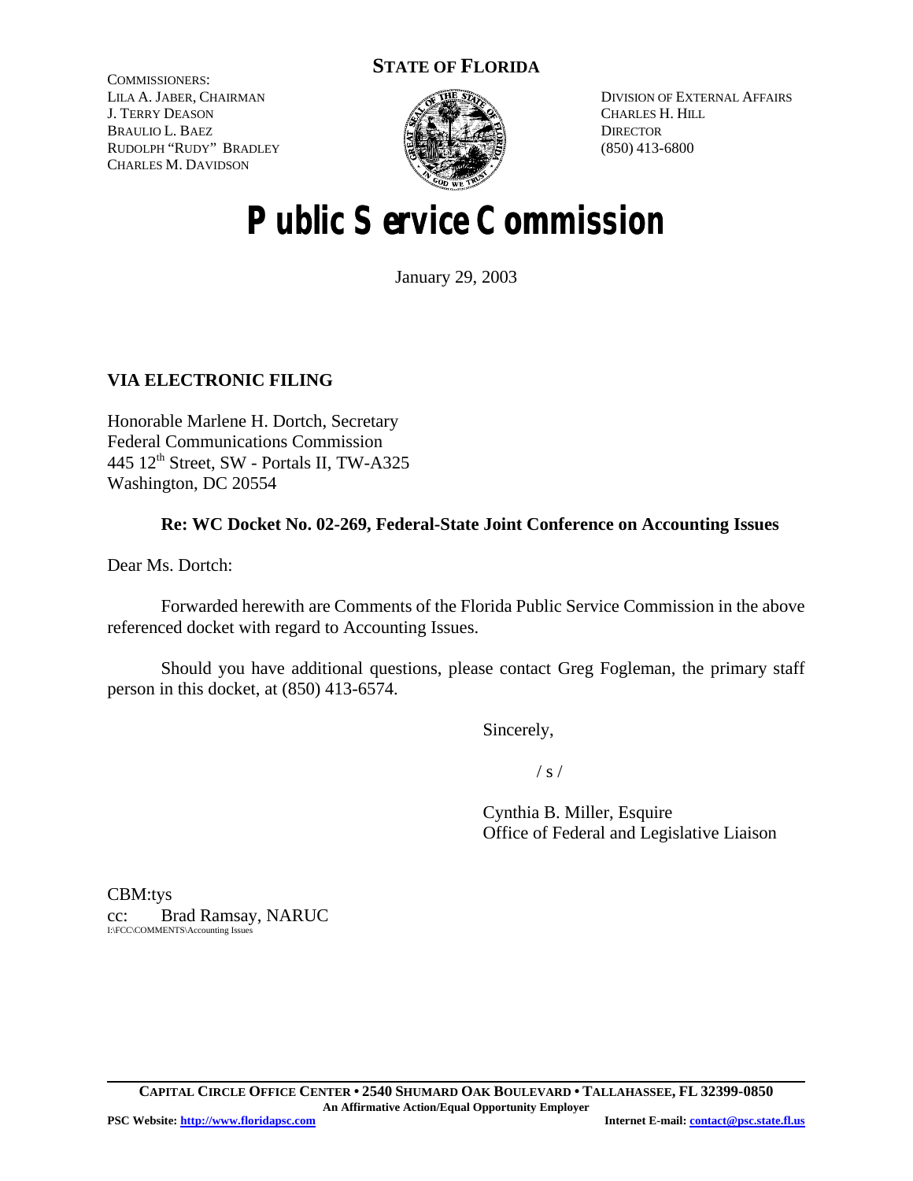**STATE OF FLORIDA**

COMMISSIONERS:
LILA A. JABER, CHAIRMAN
J. TERRY DEASON
BRAULIO L. BAEZ
RUDOLPH "RUDY" BRADLEY
CHARLES M. DAVIDSON

DIVISION OF EXTERNAL AFFAIRS
CHARLES H. HILL
DIRECTOR
(850) 413-6800

# Public Service Commission

January 29, 2003

**VIA ELECTRONIC FILING**

Honorable Marlene H. Dortch, Secretary
Federal Communications Commission
445 12th Street, SW - Portals II, TW-A325
Washington, DC 20554

**Re: WC Docket No. 02-269, Federal-State Joint Conference on Accounting Issues**

Dear Ms. Dortch:

Forwarded herewith are Comments of the Florida Public Service Commission in the above referenced docket with regard to Accounting Issues.

Should you have additional questions, please contact Greg Fogleman, the primary staff person in this docket, at (850) 413-6574.

Sincerely,

/ s /

Cynthia B. Miller, Esquire
Office of Federal and Legislative Liaison

CBM:tys
cc: Brad Ramsay, NARUC
I:\FCC\COMMENTS\Accounting Issues

**CAPITAL CIRCLE OFFICE CENTER • 2540 SHUMARD OAK BOULEVARD • TALLAHASSEE, FL 32399-0850**
**An Affirmative Action/Equal Opportunity Employer**
**PSC Website: http://www.floridapsc.com** **Internet E-mail: contact@psc.state.fl.us**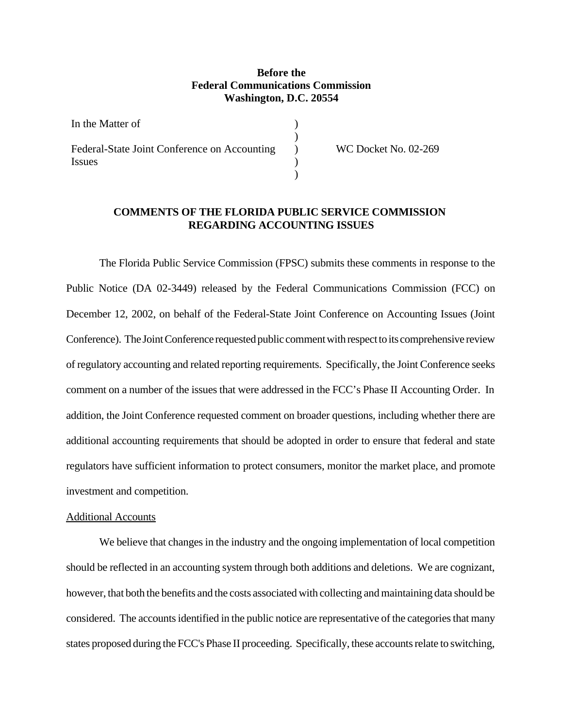**Before the**
**Federal Communications Commission**
**Washington, D.C. 20554**

| | | |
|---|---|---|
| In the Matter of | ) | |
| | ) | |
| Federal-State Joint Conference on Accounting Issues | ) | WC Docket No. 02-269 |
| | ) | |
| | ) | |

**COMMENTS OF THE FLORIDA PUBLIC SERVICE COMMISSION REGARDING ACCOUNTING ISSUES**

The Florida Public Service Commission (FPSC) submits these comments in response to the Public Notice (DA 02-3449) released by the Federal Communications Commission (FCC) on December 12, 2002, on behalf of the Federal-State Joint Conference on Accounting Issues (Joint Conference). The Joint Conference requested public comment with respect to its comprehensive review of regulatory accounting and related reporting requirements. Specifically, the Joint Conference seeks comment on a number of the issues that were addressed in the FCC's Phase II Accounting Order. In addition, the Joint Conference requested comment on broader questions, including whether there are additional accounting requirements that should be adopted in order to ensure that federal and state regulators have sufficient information to protect consumers, monitor the market place, and promote investment and competition.

<u>Additional Accounts</u>

We believe that changes in the industry and the ongoing implementation of local competition should be reflected in an accounting system through both additions and deletions. We are cognizant, however, that both the benefits and the costs associated with collecting and maintaining data should be considered. The accounts identified in the public notice are representative of the categories that many states proposed during the FCC's Phase II proceeding. Specifically, these accounts relate to switching,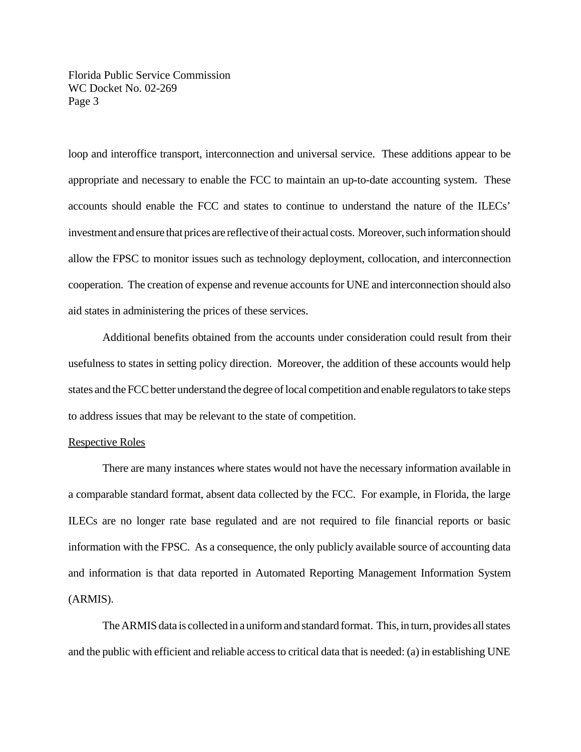loop and interoffice transport, interconnection and universal service. These additions appear to be appropriate and necessary to enable the FCC to maintain an up-to-date accounting system. These accounts should enable the FCC and states to continue to understand the nature of the ILECs' investment and ensure that prices are reflective of their actual costs. Moreover, such information should allow the FPSC to monitor issues such as technology deployment, collocation, and interconnection cooperation. The creation of expense and revenue accounts for UNE and interconnection should also aid states in administering the prices of these services.

Additional benefits obtained from the accounts under consideration could result from their usefulness to states in setting policy direction. Moreover, the addition of these accounts would help states and the FCC better understand the degree of local competition and enable regulators to take steps to address issues that may be relevant to the state of competition.

<u>Respective Roles</u>

There are many instances where states would not have the necessary information available in a comparable standard format, absent data collected by the FCC. For example, in Florida, the large ILECs are no longer rate base regulated and are not required to file financial reports or basic information with the FPSC. As a consequence, the only publicly available source of accounting data and information is that data reported in Automated Reporting Management Information System (ARMIS).

The ARMIS data is collected in a uniform and standard format. This, in turn, provides all states and the public with efficient and reliable access to critical data that is needed: (a) in establishing UNE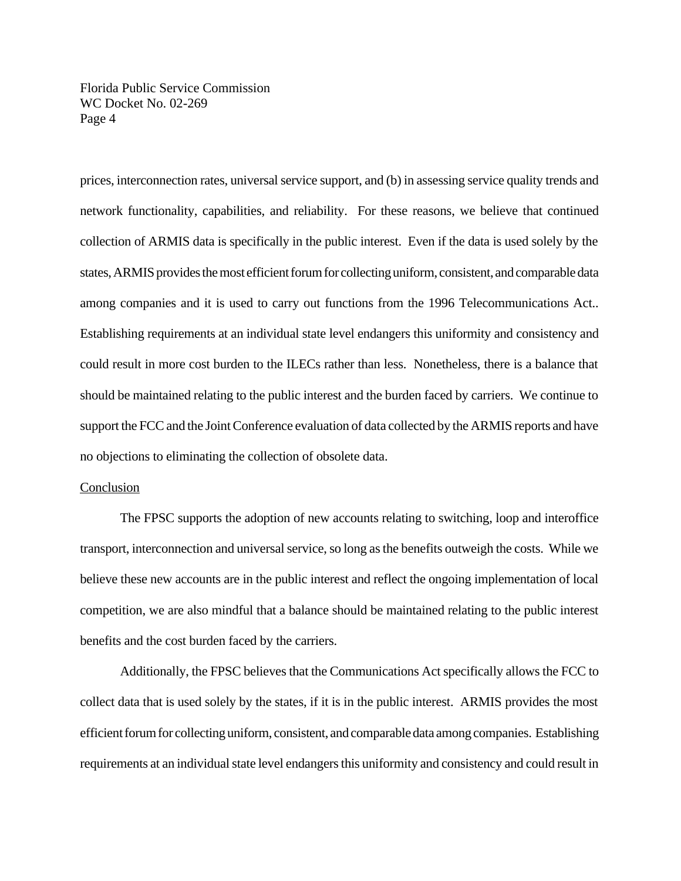prices, interconnection rates, universal service support, and (b) in assessing service quality trends and network functionality, capabilities, and reliability. For these reasons, we believe that continued collection of ARMIS data is specifically in the public interest. Even if the data is used solely by the states, ARMIS provides the most efficient forum for collecting uniform, consistent, and comparable data among companies and it is used to carry out functions from the 1996 Telecommunications Act.. Establishing requirements at an individual state level endangers this uniformity and consistency and could result in more cost burden to the ILECs rather than less. Nonetheless, there is a balance that should be maintained relating to the public interest and the burden faced by carriers. We continue to support the FCC and the Joint Conference evaluation of data collected by the ARMIS reports and have no objections to eliminating the collection of obsolete data.

## Conclusion

The FPSC supports the adoption of new accounts relating to switching, loop and interoffice transport, interconnection and universal service, so long as the benefits outweigh the costs. While we believe these new accounts are in the public interest and reflect the ongoing implementation of local competition, we are also mindful that a balance should be maintained relating to the public interest benefits and the cost burden faced by the carriers.

Additionally, the FPSC believes that the Communications Act specifically allows the FCC to collect data that is used solely by the states, if it is in the public interest. ARMIS provides the most efficient forum for collecting uniform, consistent, and comparable data among companies. Establishing requirements at an individual state level endangers this uniformity and consistency and could result in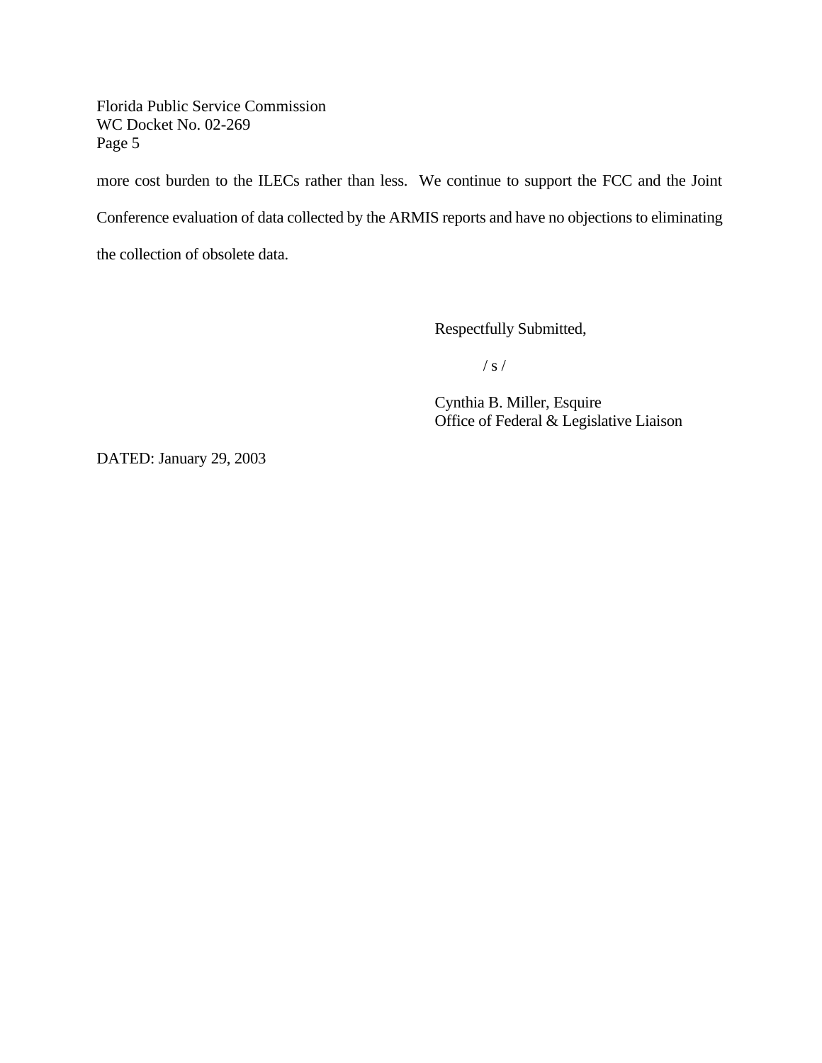more cost burden to the ILECs rather than less. We continue to support the FCC and the Joint Conference evaluation of data collected by the ARMIS reports and have no objections to eliminating the collection of obsolete data.

Respectfully Submitted,

/ s /

Cynthia B. Miller, Esquire
Office of Federal & Legislative Liaison

DATED: January 29, 2003